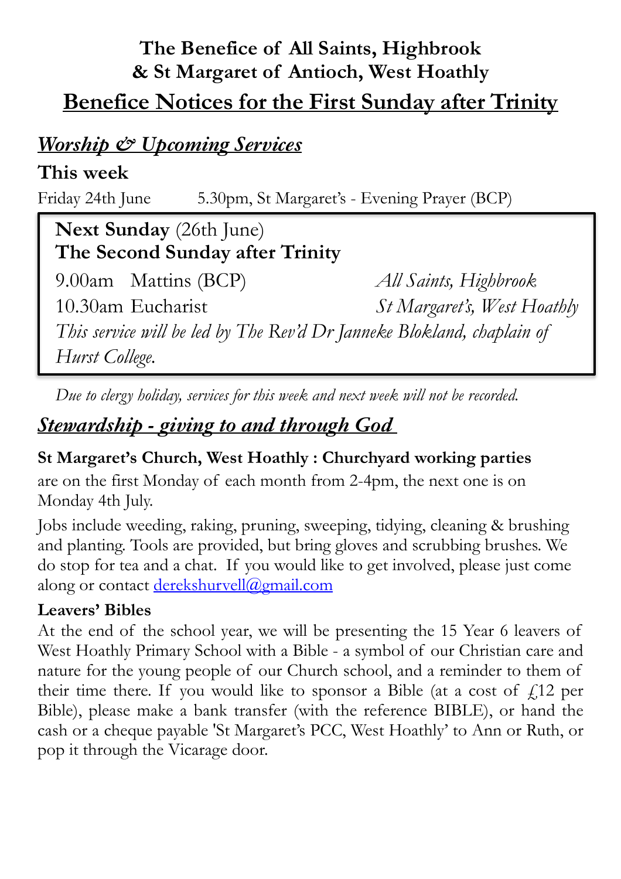# The Benefice of All Saints, Highbrook & St Margaret of Antioch, West Hoathly

## Benefice Notices for the First Sunday after Trinity

## *Worship & Upcoming Services*

### This week

Friday 24th June — 5.30pm, St Margaret's - Evening Prayer (BCP)

**Next Sunday** (26th June)
**The Second Sunday after Trinity**

| | | |
|---|---|---|
| 9.00am | Mattins (BCP) | *All Saints, Highbrook* |
| 10.30am | Eucharist | *St Margaret's, West Hoathly* |

*This service will be led by The Rev'd Dr Janneke Blokland, chaplain of Hurst College.*

*Due to clergy holiday, services for this week and next week will not be recorded.*

## *Stewardship - giving to and through God*

**St Margaret's Church, West Hoathly : Churchyard working parties** are on the first Monday of each month from 2-4pm, the next one is on Monday 4th July.

Jobs include weeding, raking, pruning, sweeping, tidying, cleaning & brushing and planting. Tools are provided, but bring gloves and scrubbing brushes. We do stop for tea and a chat. If you would like to get involved, please just come along or contact derekshurvell@gmail.com

**Leavers' Bibles**

At the end of the school year, we will be presenting the 15 Year 6 leavers of West Hoathly Primary School with a Bible - a symbol of our Christian care and nature for the young people of our Church school, and a reminder to them of their time there. If you would like to sponsor a Bible (at a cost of £12 per Bible), please make a bank transfer (with the reference BIBLE), or hand the cash or a cheque payable 'St Margaret's PCC, West Hoathly' to Ann or Ruth, or pop it through the Vicarage door.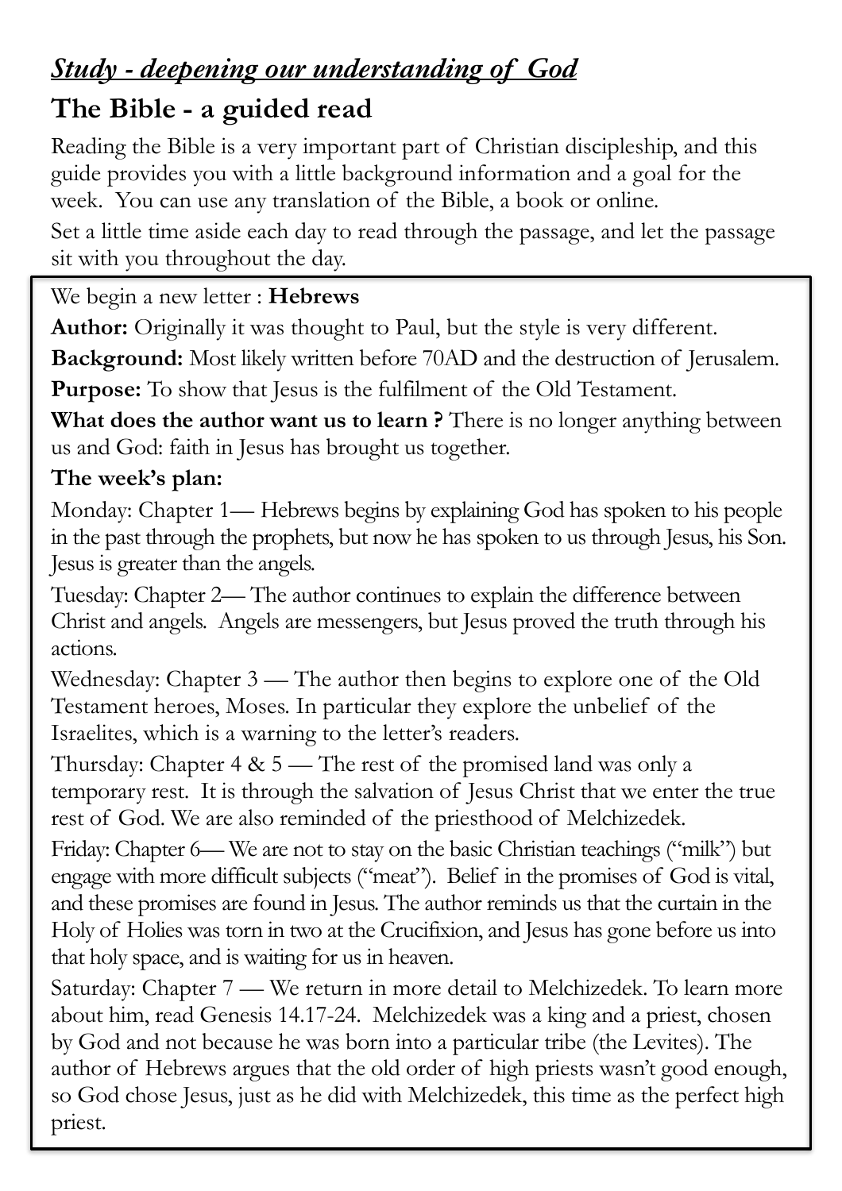## ***Study - deepening our understanding of God***

# The Bible - a guided read

Reading the Bible is a very important part of Christian discipleship, and this guide provides you with a little background information and a goal for the week. You can use any translation of the Bible, a book or online.

Set a little time aside each day to read through the passage, and let the passage sit with you throughout the day.

We begin a new letter : **Hebrews**

**Author:** Originally it was thought to Paul, but the style is very different.

**Background:** Most likely written before 70AD and the destruction of Jerusalem.

**Purpose:** To show that Jesus is the fulfilment of the Old Testament.

**What does the author want us to learn ?** There is no longer anything between us and God: faith in Jesus has brought us together.

**The week's plan:**

Monday: Chapter 1— Hebrews begins by explaining God has spoken to his people in the past through the prophets, but now he has spoken to us through Jesus, his Son. Jesus is greater than the angels.

Tuesday: Chapter 2— The author continues to explain the difference between Christ and angels. Angels are messengers, but Jesus proved the truth through his actions.

Wednesday: Chapter 3 — The author then begins to explore one of the Old Testament heroes, Moses. In particular they explore the unbelief of the Israelites, which is a warning to the letter's readers.

Thursday: Chapter 4 & 5 — The rest of the promised land was only a temporary rest. It is through the salvation of Jesus Christ that we enter the true rest of God. We are also reminded of the priesthood of Melchizedek.

Friday: Chapter 6— We are not to stay on the basic Christian teachings ("milk") but engage with more difficult subjects ("meat"). Belief in the promises of God is vital, and these promises are found in Jesus. The author reminds us that the curtain in the Holy of Holies was torn in two at the Crucifixion, and Jesus has gone before us into that holy space, and is waiting for us in heaven.

Saturday: Chapter 7 — We return in more detail to Melchizedek. To learn more about him, read Genesis 14.17-24. Melchizedek was a king and a priest, chosen by God and not because he was born into a particular tribe (the Levites). The author of Hebrews argues that the old order of high priests wasn't good enough, so God chose Jesus, just as he did with Melchizedek, this time as the perfect high priest.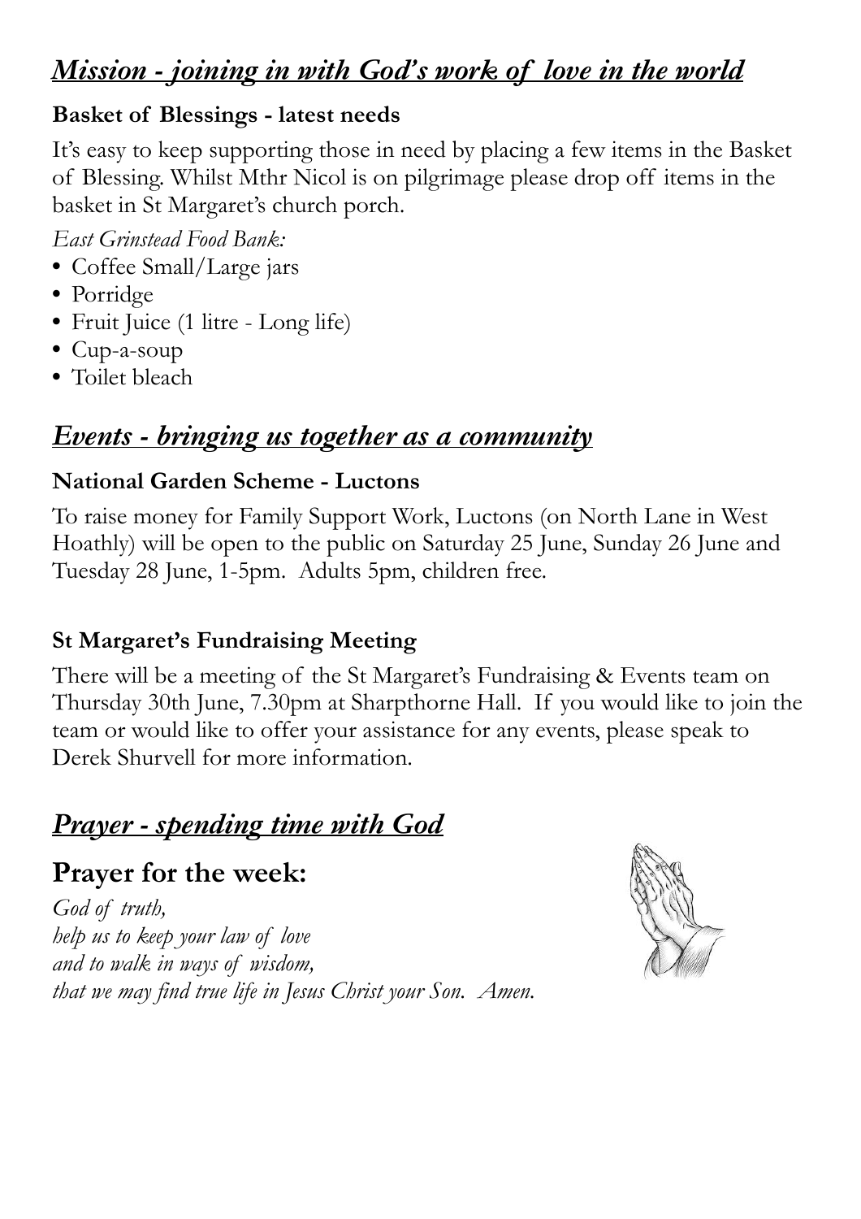## ***Mission - joining in with God's work of love in the world***

### Basket of Blessings - latest needs

It's easy to keep supporting those in need by placing a few items in the Basket of Blessing. Whilst Mthr Nicol is on pilgrimage please drop off items in the basket in St Margaret's church porch.

*East Grinstead Food Bank:*

- Coffee Small/Large jars
- Porridge
- Fruit Juice (1 litre - Long life)
- Cup-a-soup
- Toilet bleach

## ***Events - bringing us together as a community***

### National Garden Scheme - Luctons

To raise money for Family Support Work, Luctons (on North Lane in West Hoathly) will be open to the public on Saturday 25 June, Sunday 26 June and Tuesday 28 June, 1-5pm. Adults 5pm, children free.

### St Margaret's Fundraising Meeting

There will be a meeting of the St Margaret's Fundraising & Events team on Thursday 30th June, 7.30pm at Sharpthorne Hall. If you would like to join the team or would like to offer your assistance for any events, please speak to Derek Shurvell for more information.

## ***Prayer - spending time with God***

## Prayer for the week:

*God of truth,*
*help us to keep your law of love*
*and to walk in ways of wisdom,*
*that we may find true life in Jesus Christ your Son. Amen.*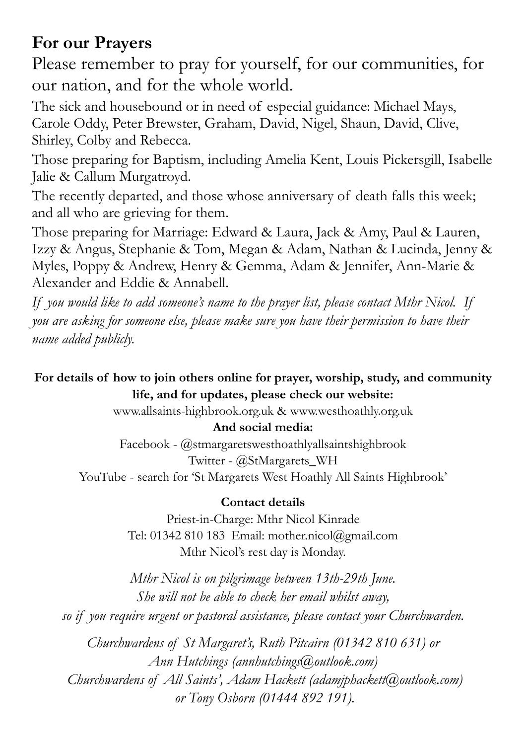## For our Prayers

Please remember to pray for yourself, for our communities, for our nation, and for the whole world.

The sick and housebound or in need of especial guidance: Michael Mays, Carole Oddy, Peter Brewster, Graham, David, Nigel, Shaun, David, Clive, Shirley, Colby and Rebecca.

Those preparing for Baptism, including Amelia Kent, Louis Pickersgill, Isabelle Jalie & Callum Murgatroyd.

The recently departed, and those whose anniversary of death falls this week; and all who are grieving for them.

Those preparing for Marriage: Edward & Laura, Jack & Amy, Paul & Lauren, Izzy & Angus, Stephanie & Tom, Megan & Adam, Nathan & Lucinda, Jenny & Myles, Poppy & Andrew, Henry & Gemma, Adam & Jennifer, Ann-Marie & Alexander and Eddie & Annabell.

*If you would like to add someone's name to the prayer list, please contact Mthr Nicol. If you are asking for someone else, please make sure you have their permission to have their name added publicly.*

**For details of how to join others online for prayer, worship, study, and community life, and for updates, please check our website:**

www.allsaints-highbrook.org.uk & www.westhoathly.org.uk

**And social media:**

Facebook - @stmargaretswesthoathlyallsaintshighbrook

Twitter - @StMargarets_WH

YouTube - search for 'St Margarets West Hoathly All Saints Highbrook'

**Contact details**

Priest-in-Charge: Mthr Nicol Kinrade

Tel: 01342 810 183 Email: mother.nicol@gmail.com

Mthr Nicol's rest day is Monday.

*Mthr Nicol is on pilgrimage between 13th-29th June.*
*She will not be able to check her email whilst away,*
*so if you require urgent or pastoral assistance, please contact your Churchwarden.*

*Churchwardens of St Margaret's, Ruth Pitcairn (01342 810 631) or Ann Hutchings (annhutchings@outlook.com)*
*Churchwardens of All Saints', Adam Hackett (adamjphackett@outlook.com) or Tony Osborn (01444 892 191).*